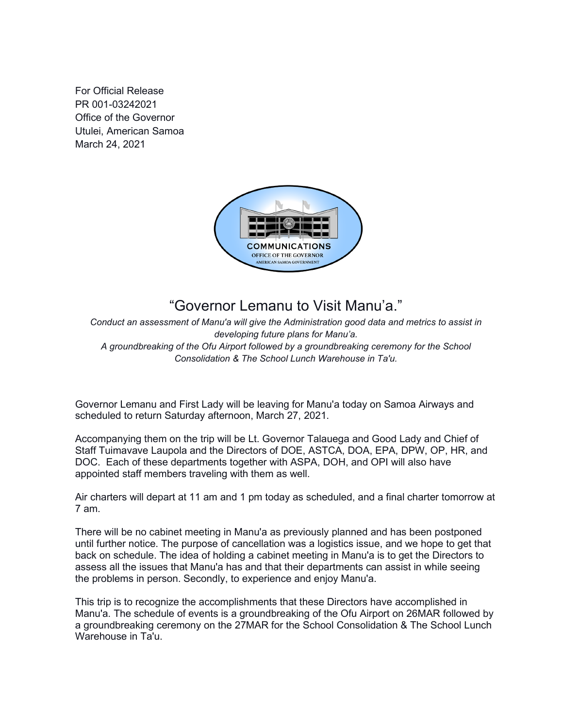For Official Release
PR 001-03242021
Office of the Governor
Utulei, American Samoa
March 24, 2021

# "Governor Lemanu to Visit Manu'a."

*Conduct an assessment of Manu'a will give the Administration good data and metrics to assist in developing future plans for Manu'a.*
*A groundbreaking of the Ofu Airport followed by a groundbreaking ceremony for the School Consolidation & The School Lunch Warehouse in Ta'u.*

Governor Lemanu and First Lady will be leaving for Manu'a today on Samoa Airways and scheduled to return Saturday afternoon, March 27, 2021.

Accompanying them on the trip will be Lt. Governor Talauega and Good Lady and Chief of Staff Tuimavave Laupola and the Directors of DOE, ASTCA, DOA, EPA, DPW, OP, HR, and DOC. Each of these departments together with ASPA, DOH, and OPI will also have appointed staff members traveling with them as well.

Air charters will depart at 11 am and 1 pm today as scheduled, and a final charter tomorrow at 7 am.

There will be no cabinet meeting in Manu'a as previously planned and has been postponed until further notice. The purpose of cancellation was a logistics issue, and we hope to get that back on schedule. The idea of holding a cabinet meeting in Manu'a is to get the Directors to assess all the issues that Manu'a has and that their departments can assist in while seeing the problems in person. Secondly, to experience and enjoy Manu'a.

This trip is to recognize the accomplishments that these Directors have accomplished in Manu'a. The schedule of events is a groundbreaking of the Ofu Airport on 26MAR followed by a groundbreaking ceremony on the 27MAR for the School Consolidation & The School Lunch Warehouse in Ta'u.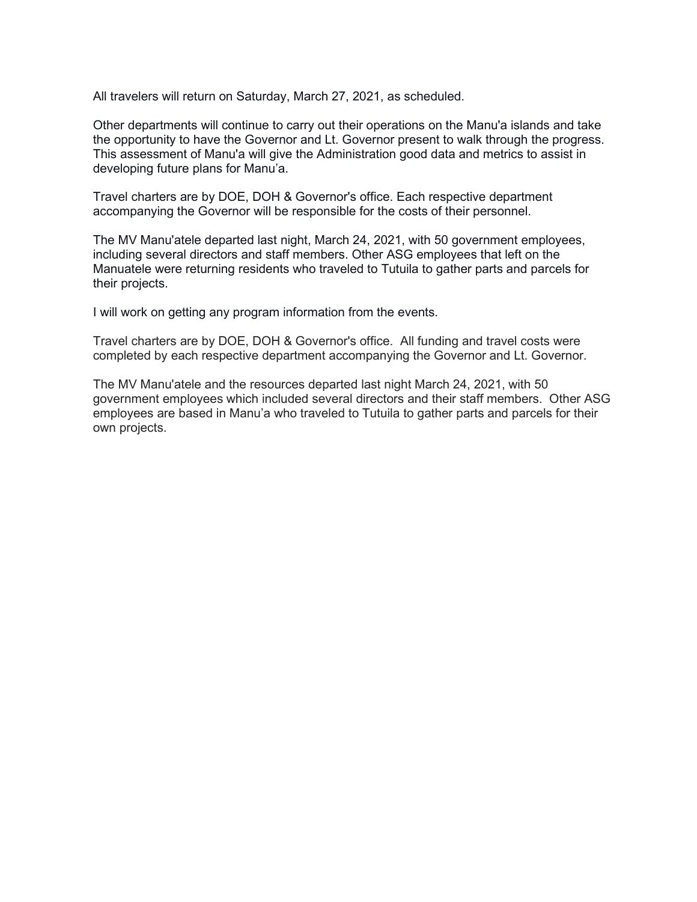All travelers will return on Saturday, March 27, 2021, as scheduled.

Other departments will continue to carry out their operations on the Manu'a islands and take the opportunity to have the Governor and Lt. Governor present to walk through the progress. This assessment of Manu'a will give the Administration good data and metrics to assist in developing future plans for Manu’a.

Travel charters are by DOE, DOH & Governor's office. Each respective department accompanying the Governor will be responsible for the costs of their personnel.

The MV Manu'atele departed last night, March 24, 2021, with 50 government employees, including several directors and staff members. Other ASG employees that left on the Manuatele were returning residents who traveled to Tutuila to gather parts and parcels for their projects.

I will work on getting any program information from the events.

Travel charters are by DOE, DOH & Governor's office. All funding and travel costs were completed by each respective department accompanying the Governor and Lt. Governor.

The MV Manu'atele and the resources departed last night March 24, 2021, with 50 government employees which included several directors and their staff members. Other ASG employees are based in Manu’a who traveled to Tutuila to gather parts and parcels for their own projects.